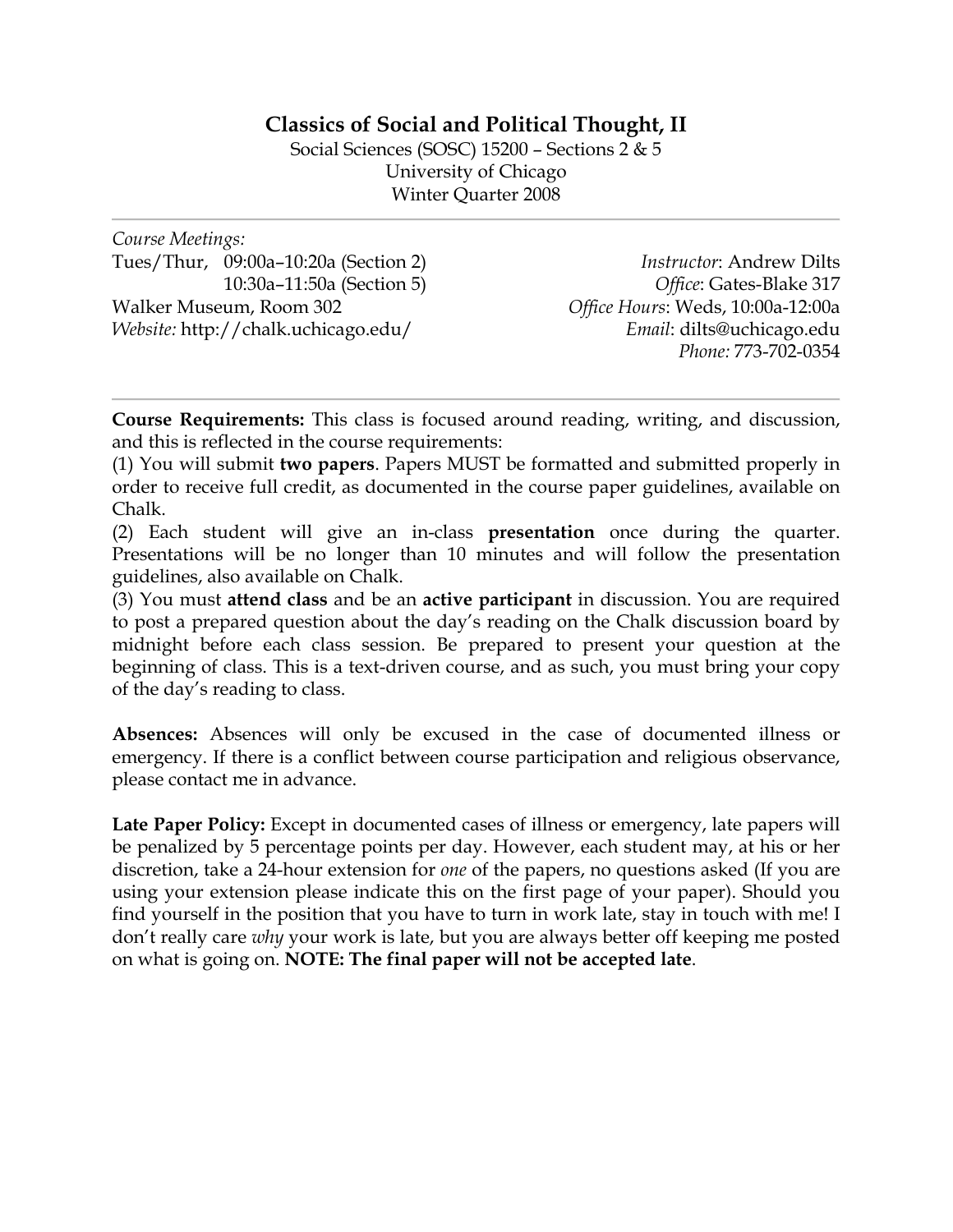# Classics of Social and Political Thought, II

Social Sciences (SOSC) 15200 – Sections 2 & 5
University of Chicago
Winter Quarter 2008

---

*Course Meetings:*
Tues/Thur, 09:00a–10:20a (Section 2)
10:30a–11:50a (Section 5)
Walker Museum, Room 302
*Website:* http://chalk.uchicago.edu/

*Instructor*: Andrew Dilts
*Office*: Gates-Blake 317
*Office Hours*: Weds, 10:00a-12:00a
*Email*: dilts@uchicago.edu
*Phone:* 773-702-0354

---

**Course Requirements:** This class is focused around reading, writing, and discussion, and this is reflected in the course requirements:

(1) You will submit **two papers**. Papers MUST be formatted and submitted properly in order to receive full credit, as documented in the course paper guidelines, available on Chalk.

(2) Each student will give an in-class **presentation** once during the quarter. Presentations will be no longer than 10 minutes and will follow the presentation guidelines, also available on Chalk.

(3) You must **attend class** and be an **active participant** in discussion. You are required to post a prepared question about the day's reading on the Chalk discussion board by midnight before each class session. Be prepared to present your question at the beginning of class. This is a text-driven course, and as such, you must bring your copy of the day's reading to class.

**Absences:** Absences will only be excused in the case of documented illness or emergency. If there is a conflict between course participation and religious observance, please contact me in advance.

**Late Paper Policy:** Except in documented cases of illness or emergency, late papers will be penalized by 5 percentage points per day. However, each student may, at his or her discretion, take a 24-hour extension for *one* of the papers, no questions asked (If you are using your extension please indicate this on the first page of your paper). Should you find yourself in the position that you have to turn in work late, stay in touch with me! I don't really care *why* your work is late, but you are always better off keeping me posted on what is going on. **NOTE: The final paper will not be accepted late**.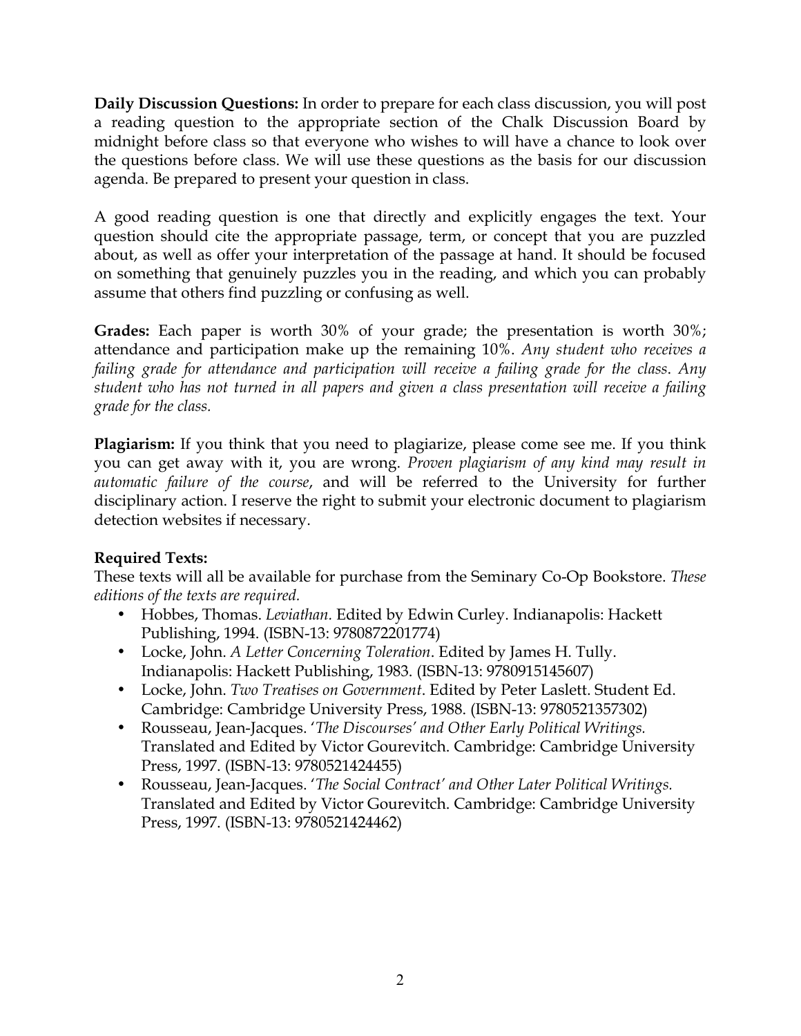**Daily Discussion Questions:** In order to prepare for each class discussion, you will post a reading question to the appropriate section of the Chalk Discussion Board by midnight before class so that everyone who wishes to will have a chance to look over the questions before class. We will use these questions as the basis for our discussion agenda. Be prepared to present your question in class.

A good reading question is one that directly and explicitly engages the text. Your question should cite the appropriate passage, term, or concept that you are puzzled about, as well as offer your interpretation of the passage at hand. It should be focused on something that genuinely puzzles you in the reading, and which you can probably assume that others find puzzling or confusing as well.

**Grades:** Each paper is worth 30% of your grade; the presentation is worth 30%; attendance and participation make up the remaining 10%. *Any student who receives a failing grade for attendance and participation will receive a failing grade for the class. Any student who has not turned in all papers and given a class presentation will receive a failing grade for the class.*

**Plagiarism:** If you think that you need to plagiarize, please come see me. If you think you can get away with it, you are wrong. *Proven plagiarism of any kind may result in automatic failure of the course*, and will be referred to the University for further disciplinary action. I reserve the right to submit your electronic document to plagiarism detection websites if necessary.

**Required Texts:**
These texts will all be available for purchase from the Seminary Co-Op Bookstore. *These editions of the texts are required.*

- Hobbes, Thomas. *Leviathan.* Edited by Edwin Curley. Indianapolis: Hackett Publishing, 1994. (ISBN-13: 9780872201774)
- Locke, John. *A Letter Concerning Toleration*. Edited by James H. Tully. Indianapolis: Hackett Publishing, 1983. (ISBN-13: 9780915145607)
- Locke, John. *Two Treatises on Government*. Edited by Peter Laslett. Student Ed. Cambridge: Cambridge University Press, 1988. (ISBN-13: 9780521357302)
- Rousseau, Jean-Jacques. '*The Discourses' and Other Early Political Writings.* Translated and Edited by Victor Gourevitch. Cambridge: Cambridge University Press, 1997. (ISBN-13: 9780521424455)
- Rousseau, Jean-Jacques. '*The Social Contract' and Other Later Political Writings.* Translated and Edited by Victor Gourevitch. Cambridge: Cambridge University Press, 1997. (ISBN-13: 9780521424462)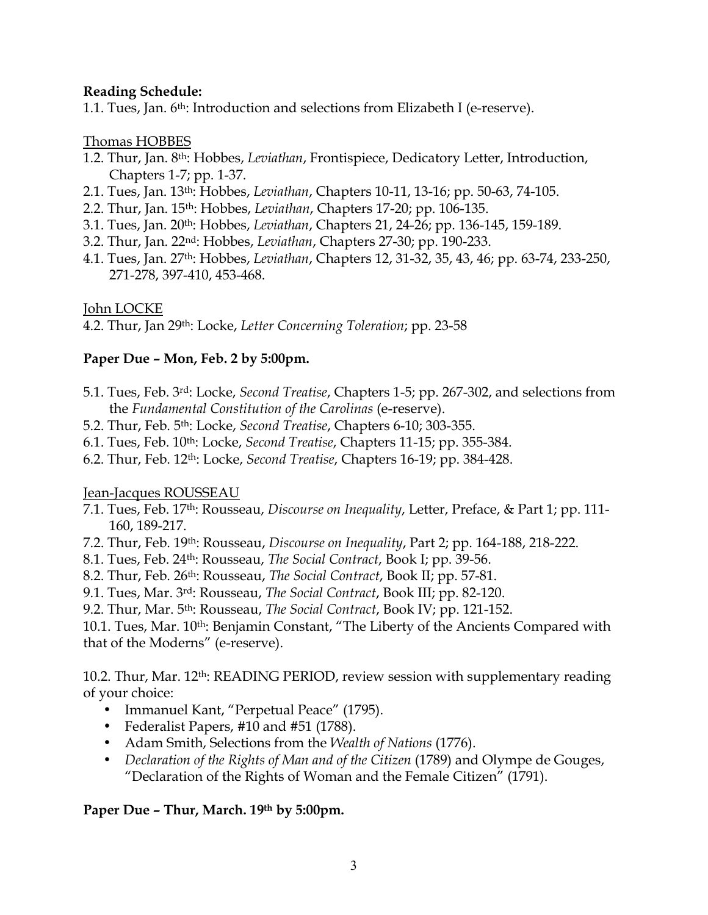**Reading Schedule:**

1.1. Tues, Jan. 6th: Introduction and selections from Elizabeth I (e-reserve).

Thomas HOBBES

1.2. Thur, Jan. 8th: Hobbes, *Leviathan*, Frontispiece, Dedicatory Letter, Introduction, Chapters 1-7; pp. 1-37.
2.1. Tues, Jan. 13th: Hobbes, *Leviathan*, Chapters 10-11, 13-16; pp. 50-63, 74-105.
2.2. Thur, Jan. 15th: Hobbes, *Leviathan*, Chapters 17-20; pp. 106-135.
3.1. Tues, Jan. 20th: Hobbes, *Leviathan*, Chapters 21, 24-26; pp. 136-145, 159-189.
3.2. Thur, Jan. 22nd: Hobbes, *Leviathan*, Chapters 27-30; pp. 190-233.
4.1. Tues, Jan. 27th: Hobbes, *Leviathan*, Chapters 12, 31-32, 35, 43, 46; pp. 63-74, 233-250, 271-278, 397-410, 453-468.

John LOCKE

4.2. Thur, Jan 29th: Locke, *Letter Concerning Toleration*; pp. 23-58

**Paper Due – Mon, Feb. 2 by 5:00pm.**

5.1. Tues, Feb. 3rd: Locke, *Second Treatise*, Chapters 1-5; pp. 267-302, and selections from the *Fundamental Constitution of the Carolinas* (e-reserve).
5.2. Thur, Feb. 5th: Locke, *Second Treatise*, Chapters 6-10; 303-355.
6.1. Tues, Feb. 10th: Locke, *Second Treatise*, Chapters 11-15; pp. 355-384.
6.2. Thur, Feb. 12th: Locke, *Second Treatise*, Chapters 16-19; pp. 384-428.

Jean-Jacques ROUSSEAU

7.1. Tues, Feb. 17th: Rousseau, *Discourse on Inequality*, Letter, Preface, & Part 1; pp. 111-160, 189-217.
7.2. Thur, Feb. 19th: Rousseau, *Discourse on Inequality*, Part 2; pp. 164-188, 218-222.
8.1. Tues, Feb. 24th: Rousseau, *The Social Contract*, Book I; pp. 39-56.
8.2. Thur, Feb. 26th: Rousseau, *The Social Contract*, Book II; pp. 57-81.
9.1. Tues, Mar. 3rd: Rousseau, *The Social Contract*, Book III; pp. 82-120.
9.2. Thur, Mar. 5th: Rousseau, *The Social Contract*, Book IV; pp. 121-152.
10.1. Tues, Mar. 10th: Benjamin Constant, "The Liberty of the Ancients Compared with that of the Moderns" (e-reserve).

10.2. Thur, Mar. 12th: READING PERIOD, review session with supplementary reading of your choice:

- Immanuel Kant, "Perpetual Peace" (1795).
- Federalist Papers, #10 and #51 (1788).
- Adam Smith, Selections from the *Wealth of Nations* (1776).
- *Declaration of the Rights of Man and of the Citizen* (1789) and Olympe de Gouges, "Declaration of the Rights of Woman and the Female Citizen" (1791).

**Paper Due – Thur, March. 19th by 5:00pm.**